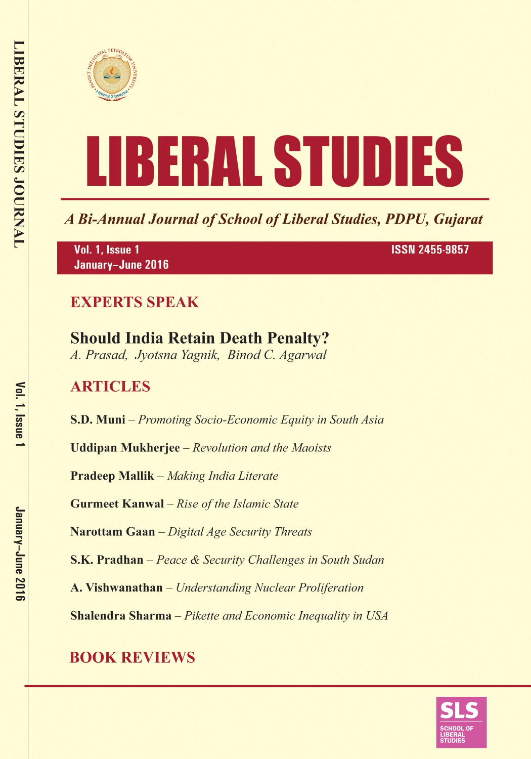# LIBERAL STUDIES

*A Bi-Annual Journal of School of Liberal Studies, PDPU, Gujarat*

Vol. 1, Issue 1
January–June 2016

ISSN 2455-9857

## EXPERTS SPEAK

### Should India Retain Death Penalty?

*A. Prasad, Jyotsna Yagnik, Binod C. Agarwal*

## ARTICLES

**S.D. Muni** – *Promoting Socio-Economic Equity in South Asia*

**Uddipan Mukherjee** – *Revolution and the Maoists*

**Pradeep Mallik** – *Making India Literate*

**Gurmeet Kanwal** – *Rise of the Islamic State*

**Narottam Gaan** – *Digital Age Security Threats*

**S.K. Pradhan** – *Peace & Security Challenges in South Sudan*

**A. Vishwanathan** – *Understanding Nuclear Proliferation*

**Shalendra Sharma** – *Pikette and Economic Inequality in USA*

## BOOK REVIEWS

SLS
SCHOOL OF LIBERAL STUDIES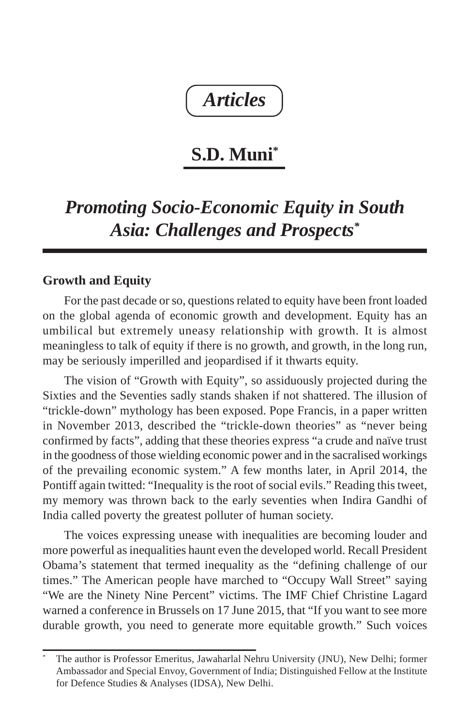## *Articles*

# S.D. Muni*

## *Promoting Socio-Economic Equity in South Asia: Challenges and Prospects**

### Growth and Equity

For the past decade or so, questions related to equity have been front loaded on the global agenda of economic growth and development. Equity has an umbilical but extremely uneasy relationship with growth. It is almost meaningless to talk of equity if there is no growth, and growth, in the long run, may be seriously imperilled and jeopardised if it thwarts equity.

The vision of "Growth with Equity", so assiduously projected during the Sixties and the Seventies sadly stands shaken if not shattered. The illusion of "trickle-down" mythology has been exposed. Pope Francis, in a paper written in November 2013, described the "trickle-down theories" as "never being confirmed by facts", adding that these theories express "a crude and naïve trust in the goodness of those wielding economic power and in the sacralised workings of the prevailing economic system." A few months later, in April 2014, the Pontiff again twitted: "Inequality is the root of social evils." Reading this tweet, my memory was thrown back to the early seventies when Indira Gandhi of India called poverty the greatest polluter of human society.

The voices expressing unease with inequalities are becoming louder and more powerful as inequalities haunt even the developed world. Recall President Obama's statement that termed inequality as the "defining challenge of our times." The American people have marched to "Occupy Wall Street" saying "We are the Ninety Nine Percent" victims. The IMF Chief Christine Lagard warned a conference in Brussels on 17 June 2015, that "If you want to see more durable growth, you need to generate more equitable growth." Such voices

---

* The author is Professor Emeritus, Jawaharlal Nehru University (JNU), New Delhi; former Ambassador and Special Envoy, Government of India; Distinguished Fellow at the Institute for Defence Studies & Analyses (IDSA), New Delhi.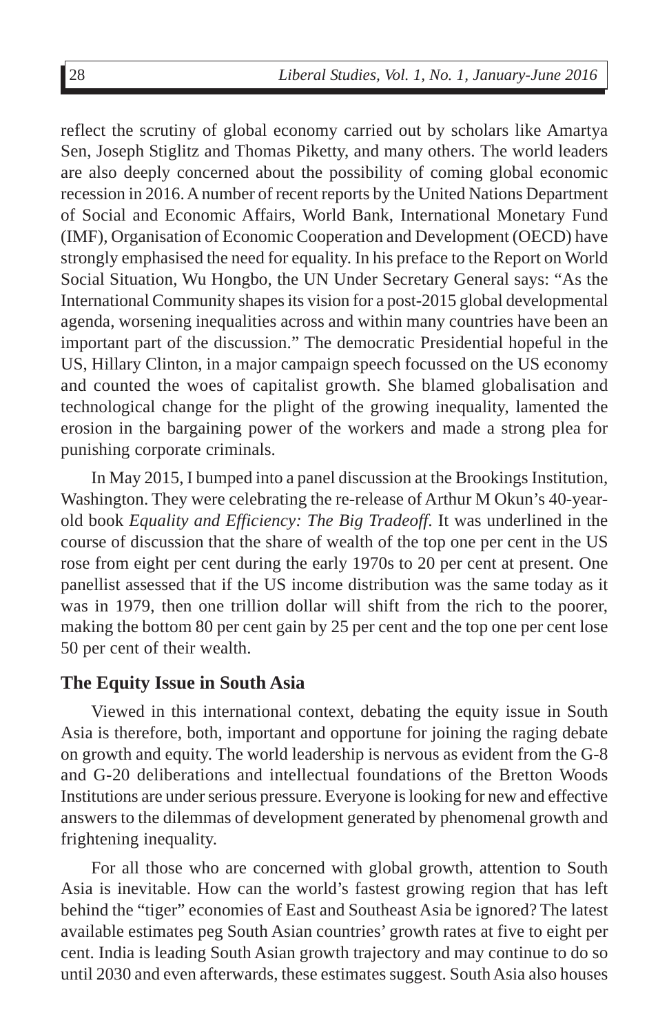reflect the scrutiny of global economy carried out by scholars like Amartya Sen, Joseph Stiglitz and Thomas Piketty, and many others. The world leaders are also deeply concerned about the possibility of coming global economic recession in 2016. A number of recent reports by the United Nations Department of Social and Economic Affairs, World Bank, International Monetary Fund (IMF), Organisation of Economic Cooperation and Development (OECD) have strongly emphasised the need for equality. In his preface to the Report on World Social Situation, Wu Hongbo, the UN Under Secretary General says: "As the International Community shapes its vision for a post-2015 global developmental agenda, worsening inequalities across and within many countries have been an important part of the discussion." The democratic Presidential hopeful in the US, Hillary Clinton, in a major campaign speech focussed on the US economy and counted the woes of capitalist growth. She blamed globalisation and technological change for the plight of the growing inequality, lamented the erosion in the bargaining power of the workers and made a strong plea for punishing corporate criminals.

In May 2015, I bumped into a panel discussion at the Brookings Institution, Washington. They were celebrating the re-release of Arthur M Okun's 40-year-old book *Equality and Efficiency: The Big Tradeoff*. It was underlined in the course of discussion that the share of wealth of the top one per cent in the US rose from eight per cent during the early 1970s to 20 per cent at present. One panellist assessed that if the US income distribution was the same today as it was in 1979, then one trillion dollar will shift from the rich to the poorer, making the bottom 80 per cent gain by 25 per cent and the top one per cent lose 50 per cent of their wealth.

## The Equity Issue in South Asia

Viewed in this international context, debating the equity issue in South Asia is therefore, both, important and opportune for joining the raging debate on growth and equity. The world leadership is nervous as evident from the G-8 and G-20 deliberations and intellectual foundations of the Bretton Woods Institutions are under serious pressure. Everyone is looking for new and effective answers to the dilemmas of development generated by phenomenal growth and frightening inequality.

For all those who are concerned with global growth, attention to South Asia is inevitable. How can the world's fastest growing region that has left behind the "tiger" economies of East and Southeast Asia be ignored? The latest available estimates peg South Asian countries' growth rates at five to eight per cent. India is leading South Asian growth trajectory and may continue to do so until 2030 and even afterwards, these estimates suggest. South Asia also houses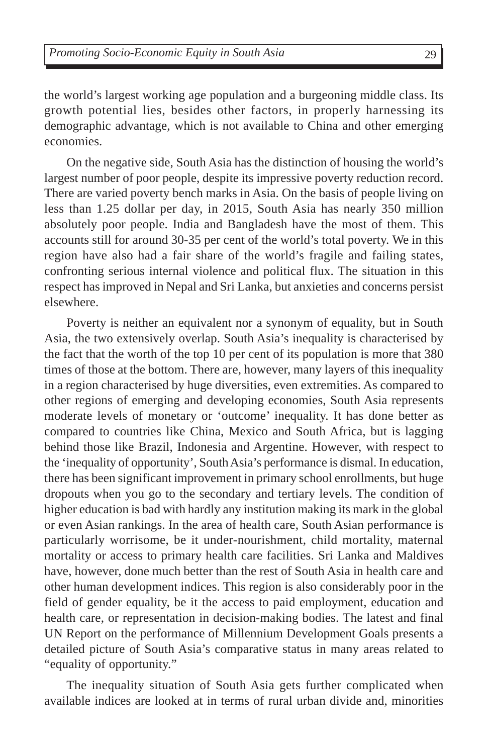the world's largest working age population and a burgeoning middle class. Its growth potential lies, besides other factors, in properly harnessing its demographic advantage, which is not available to China and other emerging economies.

On the negative side, South Asia has the distinction of housing the world's largest number of poor people, despite its impressive poverty reduction record. There are varied poverty bench marks in Asia. On the basis of people living on less than 1.25 dollar per day, in 2015, South Asia has nearly 350 million absolutely poor people. India and Bangladesh have the most of them. This accounts still for around 30-35 per cent of the world's total poverty. We in this region have also had a fair share of the world's fragile and failing states, confronting serious internal violence and political flux. The situation in this respect has improved in Nepal and Sri Lanka, but anxieties and concerns persist elsewhere.

Poverty is neither an equivalent nor a synonym of equality, but in South Asia, the two extensively overlap. South Asia's inequality is characterised by the fact that the worth of the top 10 per cent of its population is more that 380 times of those at the bottom. There are, however, many layers of this inequality in a region characterised by huge diversities, even extremities. As compared to other regions of emerging and developing economies, South Asia represents moderate levels of monetary or 'outcome' inequality. It has done better as compared to countries like China, Mexico and South Africa, but is lagging behind those like Brazil, Indonesia and Argentine. However, with respect to the 'inequality of opportunity', South Asia's performance is dismal. In education, there has been significant improvement in primary school enrollments, but huge dropouts when you go to the secondary and tertiary levels. The condition of higher education is bad with hardly any institution making its mark in the global or even Asian rankings. In the area of health care, South Asian performance is particularly worrisome, be it under-nourishment, child mortality, maternal mortality or access to primary health care facilities. Sri Lanka and Maldives have, however, done much better than the rest of South Asia in health care and other human development indices. This region is also considerably poor in the field of gender equality, be it the access to paid employment, education and health care, or representation in decision-making bodies. The latest and final UN Report on the performance of Millennium Development Goals presents a detailed picture of South Asia's comparative status in many areas related to "equality of opportunity."

The inequality situation of South Asia gets further complicated when available indices are looked at in terms of rural urban divide and, minorities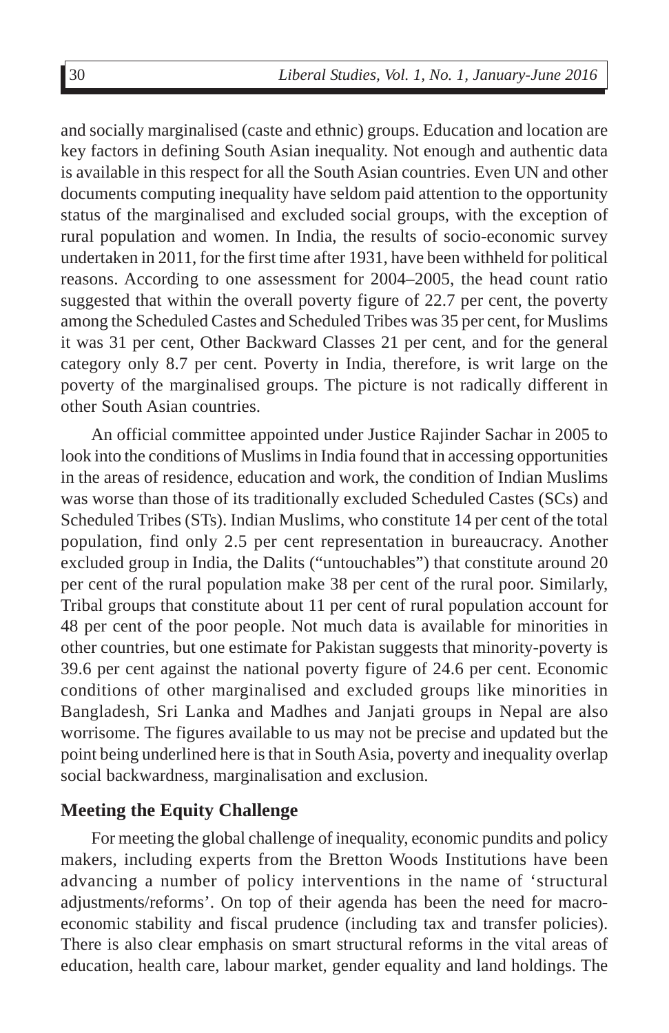and socially marginalised (caste and ethnic) groups. Education and location are key factors in defining South Asian inequality. Not enough and authentic data is available in this respect for all the South Asian countries. Even UN and other documents computing inequality have seldom paid attention to the opportunity status of the marginalised and excluded social groups, with the exception of rural population and women. In India, the results of socio-economic survey undertaken in 2011, for the first time after 1931, have been withheld for political reasons. According to one assessment for 2004–2005, the head count ratio suggested that within the overall poverty figure of 22.7 per cent, the poverty among the Scheduled Castes and Scheduled Tribes was 35 per cent, for Muslims it was 31 per cent, Other Backward Classes 21 per cent, and for the general category only 8.7 per cent. Poverty in India, therefore, is writ large on the poverty of the marginalised groups. The picture is not radically different in other South Asian countries.

An official committee appointed under Justice Rajinder Sachar in 2005 to look into the conditions of Muslims in India found that in accessing opportunities in the areas of residence, education and work, the condition of Indian Muslims was worse than those of its traditionally excluded Scheduled Castes (SCs) and Scheduled Tribes (STs). Indian Muslims, who constitute 14 per cent of the total population, find only 2.5 per cent representation in bureaucracy. Another excluded group in India, the Dalits ("untouchables") that constitute around 20 per cent of the rural population make 38 per cent of the rural poor. Similarly, Tribal groups that constitute about 11 per cent of rural population account for 48 per cent of the poor people. Not much data is available for minorities in other countries, but one estimate for Pakistan suggests that minority-poverty is 39.6 per cent against the national poverty figure of 24.6 per cent. Economic conditions of other marginalised and excluded groups like minorities in Bangladesh, Sri Lanka and Madhes and Janjati groups in Nepal are also worrisome. The figures available to us may not be precise and updated but the point being underlined here is that in South Asia, poverty and inequality overlap social backwardness, marginalisation and exclusion.

## Meeting the Equity Challenge

For meeting the global challenge of inequality, economic pundits and policy makers, including experts from the Bretton Woods Institutions have been advancing a number of policy interventions in the name of 'structural adjustments/reforms'. On top of their agenda has been the need for macro-economic stability and fiscal prudence (including tax and transfer policies). There is also clear emphasis on smart structural reforms in the vital areas of education, health care, labour market, gender equality and land holdings. The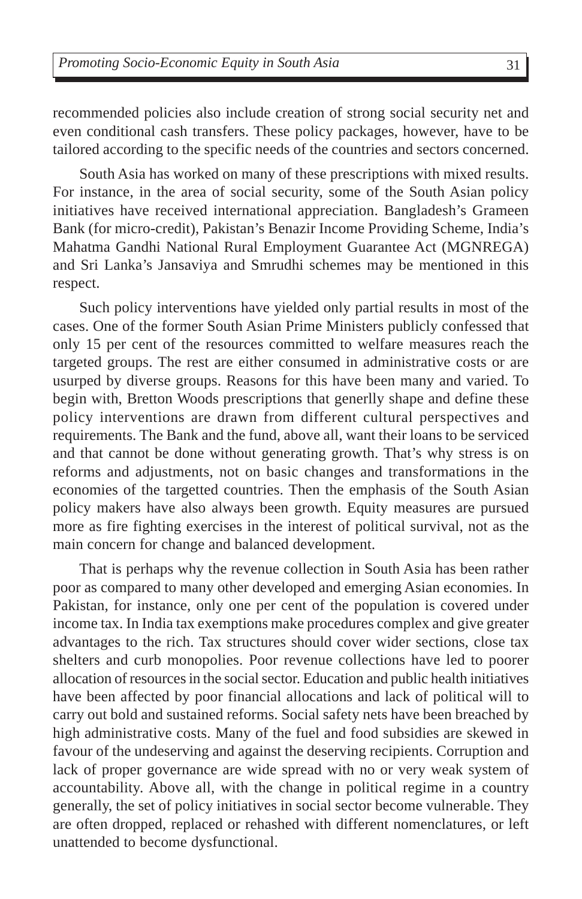recommended policies also include creation of strong social security net and even conditional cash transfers. These policy packages, however, have to be tailored according to the specific needs of the countries and sectors concerned.

South Asia has worked on many of these prescriptions with mixed results. For instance, in the area of social security, some of the South Asian policy initiatives have received international appreciation. Bangladesh's Grameen Bank (for micro-credit), Pakistan's Benazir Income Providing Scheme, India's Mahatma Gandhi National Rural Employment Guarantee Act (MGNREGA) and Sri Lanka's Jansaviya and Smrudhi schemes may be mentioned in this respect.

Such policy interventions have yielded only partial results in most of the cases. One of the former South Asian Prime Ministers publicly confessed that only 15 per cent of the resources committed to welfare measures reach the targeted groups. The rest are either consumed in administrative costs or are usurped by diverse groups. Reasons for this have been many and varied. To begin with, Bretton Woods prescriptions that generlly shape and define these policy interventions are drawn from different cultural perspectives and requirements. The Bank and the fund, above all, want their loans to be serviced and that cannot be done without generating growth. That's why stress is on reforms and adjustments, not on basic changes and transformations in the economies of the targetted countries. Then the emphasis of the South Asian policy makers have also always been growth. Equity measures are pursued more as fire fighting exercises in the interest of political survival, not as the main concern for change and balanced development.

That is perhaps why the revenue collection in South Asia has been rather poor as compared to many other developed and emerging Asian economies. In Pakistan, for instance, only one per cent of the population is covered under income tax. In India tax exemptions make procedures complex and give greater advantages to the rich. Tax structures should cover wider sections, close tax shelters and curb monopolies. Poor revenue collections have led to poorer allocation of resources in the social sector. Education and public health initiatives have been affected by poor financial allocations and lack of political will to carry out bold and sustained reforms. Social safety nets have been breached by high administrative costs. Many of the fuel and food subsidies are skewed in favour of the undeserving and against the deserving recipients. Corruption and lack of proper governance are wide spread with no or very weak system of accountability. Above all, with the change in political regime in a country generally, the set of policy initiatives in social sector become vulnerable. They are often dropped, replaced or rehashed with different nomenclatures, or left unattended to become dysfunctional.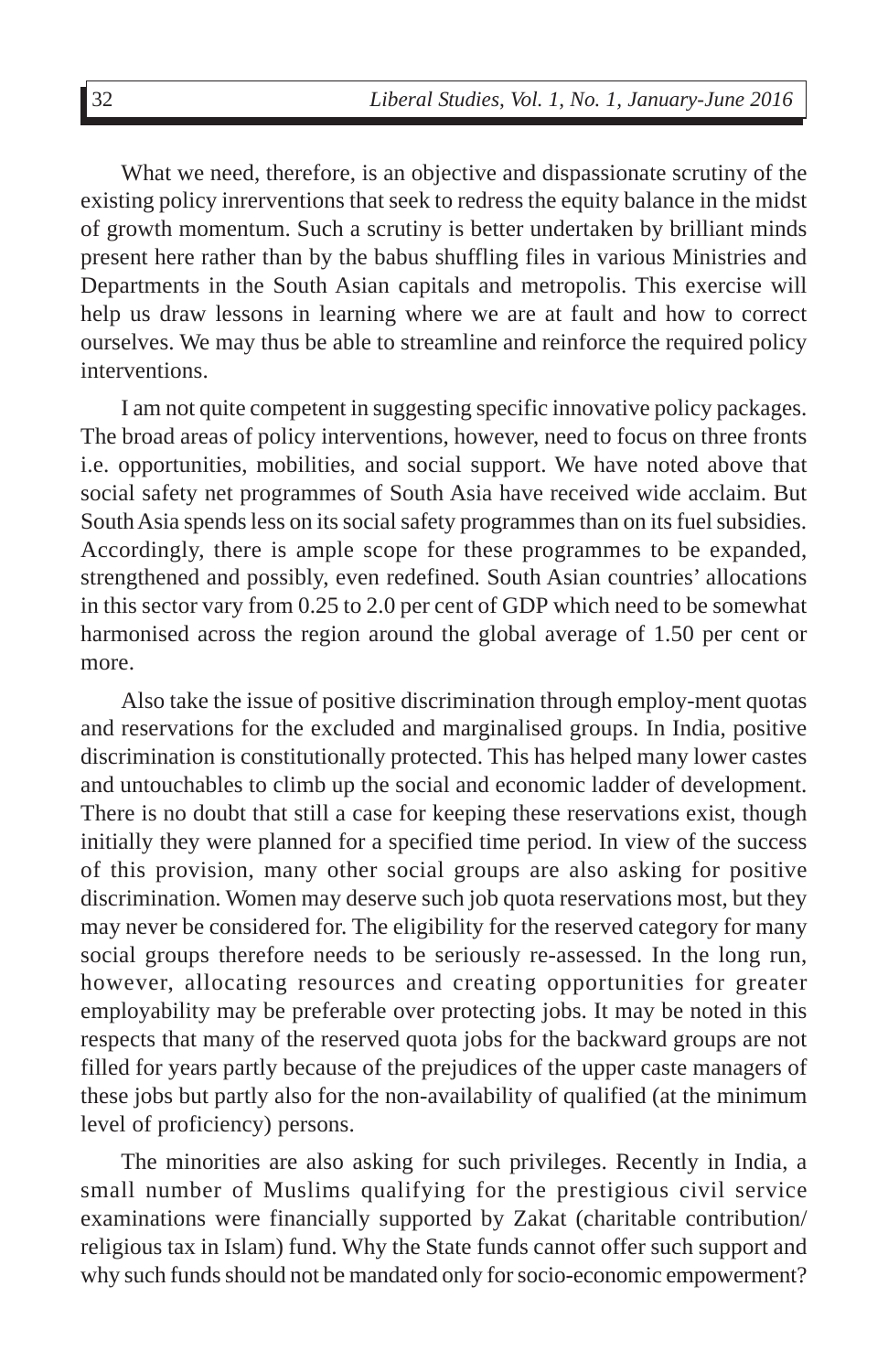What we need, therefore, is an objective and dispassionate scrutiny of the existing policy inrerventions that seek to redress the equity balance in the midst of growth momentum. Such a scrutiny is better undertaken by brilliant minds present here rather than by the babus shuffling files in various Ministries and Departments in the South Asian capitals and metropolis. This exercise will help us draw lessons in learning where we are at fault and how to correct ourselves. We may thus be able to streamline and reinforce the required policy interventions.

I am not quite competent in suggesting specific innovative policy packages. The broad areas of policy interventions, however, need to focus on three fronts i.e. opportunities, mobilities, and social support. We have noted above that social safety net programmes of South Asia have received wide acclaim. But South Asia spends less on its social safety programmes than on its fuel subsidies. Accordingly, there is ample scope for these programmes to be expanded, strengthened and possibly, even redefined. South Asian countries' allocations in this sector vary from 0.25 to 2.0 per cent of GDP which need to be somewhat harmonised across the region around the global average of 1.50 per cent or more.

Also take the issue of positive discrimination through employ-ment quotas and reservations for the excluded and marginalised groups. In India, positive discrimination is constitutionally protected. This has helped many lower castes and untouchables to climb up the social and economic ladder of development. There is no doubt that still a case for keeping these reservations exist, though initially they were planned for a specified time period. In view of the success of this provision, many other social groups are also asking for positive discrimination. Women may deserve such job quota reservations most, but they may never be considered for. The eligibility for the reserved category for many social groups therefore needs to be seriously re-assessed. In the long run, however, allocating resources and creating opportunities for greater employability may be preferable over protecting jobs. It may be noted in this respects that many of the reserved quota jobs for the backward groups are not filled for years partly because of the prejudices of the upper caste managers of these jobs but partly also for the non-availability of qualified (at the minimum level of proficiency) persons.

The minorities are also asking for such privileges. Recently in India, a small number of Muslims qualifying for the prestigious civil service examinations were financially supported by Zakat (charitable contribution/ religious tax in Islam) fund. Why the State funds cannot offer such support and why such funds should not be mandated only for socio-economic empowerment?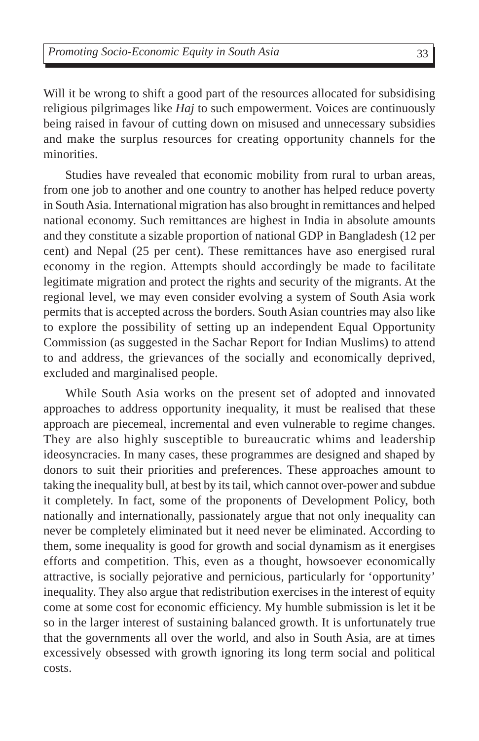Will it be wrong to shift a good part of the resources allocated for subsidising religious pilgrimages like *Haj* to such empowerment. Voices are continuously being raised in favour of cutting down on misused and unnecessary subsidies and make the surplus resources for creating opportunity channels for the minorities.

Studies have revealed that economic mobility from rural to urban areas, from one job to another and one country to another has helped reduce poverty in South Asia. International migration has also brought in remittances and helped national economy. Such remittances are highest in India in absolute amounts and they constitute a sizable proportion of national GDP in Bangladesh (12 per cent) and Nepal (25 per cent). These remittances have aso energised rural economy in the region. Attempts should accordingly be made to facilitate legitimate migration and protect the rights and security of the migrants. At the regional level, we may even consider evolving a system of South Asia work permits that is accepted across the borders. South Asian countries may also like to explore the possibility of setting up an independent Equal Opportunity Commission (as suggested in the Sachar Report for Indian Muslims) to attend to and address, the grievances of the socially and economically deprived, excluded and marginalised people.

While South Asia works on the present set of adopted and innovated approaches to address opportunity inequality, it must be realised that these approach are piecemeal, incremental and even vulnerable to regime changes. They are also highly susceptible to bureaucratic whims and leadership ideosyncracies. In many cases, these programmes are designed and shaped by donors to suit their priorities and preferences. These approaches amount to taking the inequality bull, at best by its tail, which cannot over-power and subdue it completely. In fact, some of the proponents of Development Policy, both nationally and internationally, passionately argue that not only inequality can never be completely eliminated but it need never be eliminated. According to them, some inequality is good for growth and social dynamism as it energises efforts and competition. This, even as a thought, howsoever economically attractive, is socially pejorative and pernicious, particularly for 'opportunity' inequality. They also argue that redistribution exercises in the interest of equity come at some cost for economic efficiency. My humble submission is let it be so in the larger interest of sustaining balanced growth. It is unfortunately true that the governments all over the world, and also in South Asia, are at times excessively obsessed with growth ignoring its long term social and political costs.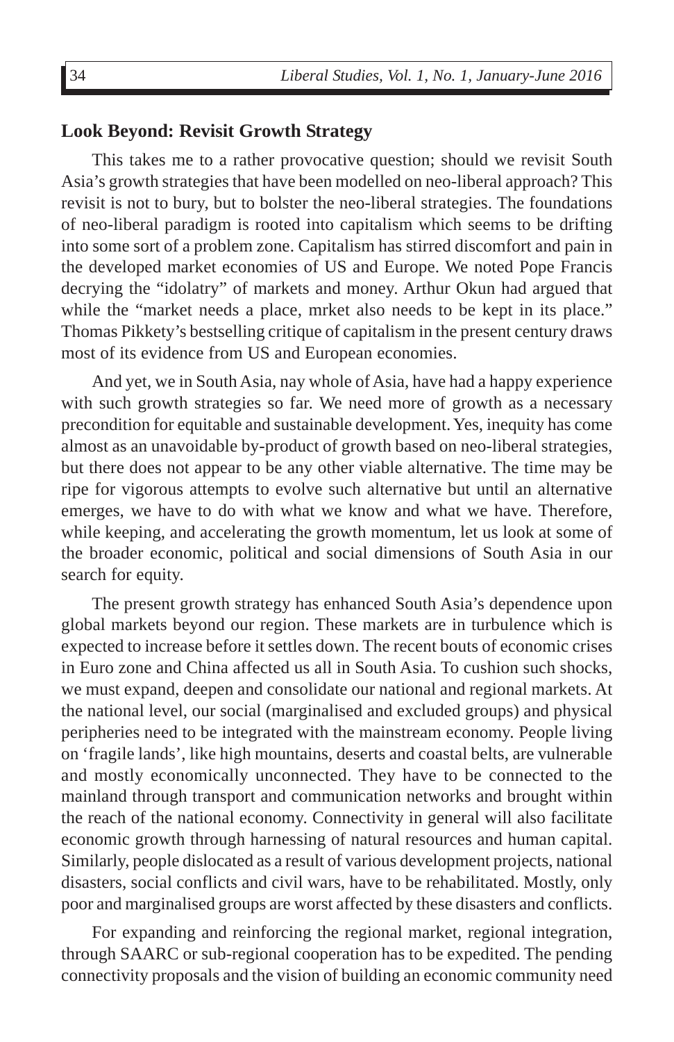## Look Beyond: Revisit Growth Strategy

This takes me to a rather provocative question; should we revisit South Asia's growth strategies that have been modelled on neo-liberal approach? This revisit is not to bury, but to bolster the neo-liberal strategies. The foundations of neo-liberal paradigm is rooted into capitalism which seems to be drifting into some sort of a problem zone. Capitalism has stirred discomfort and pain in the developed market economies of US and Europe. We noted Pope Francis decrying the "idolatry" of markets and money. Arthur Okun had argued that while the "market needs a place, mrket also needs to be kept in its place." Thomas Pikkety's bestselling critique of capitalism in the present century draws most of its evidence from US and European economies.

And yet, we in South Asia, nay whole of Asia, have had a happy experience with such growth strategies so far. We need more of growth as a necessary precondition for equitable and sustainable development. Yes, inequity has come almost as an unavoidable by-product of growth based on neo-liberal strategies, but there does not appear to be any other viable alternative. The time may be ripe for vigorous attempts to evolve such alternative but until an alternative emerges, we have to do with what we know and what we have. Therefore, while keeping, and accelerating the growth momentum, let us look at some of the broader economic, political and social dimensions of South Asia in our search for equity.

The present growth strategy has enhanced South Asia's dependence upon global markets beyond our region. These markets are in turbulence which is expected to increase before it settles down. The recent bouts of economic crises in Euro zone and China affected us all in South Asia. To cushion such shocks, we must expand, deepen and consolidate our national and regional markets. At the national level, our social (marginalised and excluded groups) and physical peripheries need to be integrated with the mainstream economy. People living on 'fragile lands', like high mountains, deserts and coastal belts, are vulnerable and mostly economically unconnected. They have to be connected to the mainland through transport and communication networks and brought within the reach of the national economy. Connectivity in general will also facilitate economic growth through harnessing of natural resources and human capital. Similarly, people dislocated as a result of various development projects, national disasters, social conflicts and civil wars, have to be rehabilitated. Mostly, only poor and marginalised groups are worst affected by these disasters and conflicts.

For expanding and reinforcing the regional market, regional integration, through SAARC or sub-regional cooperation has to be expedited. The pending connectivity proposals and the vision of building an economic community need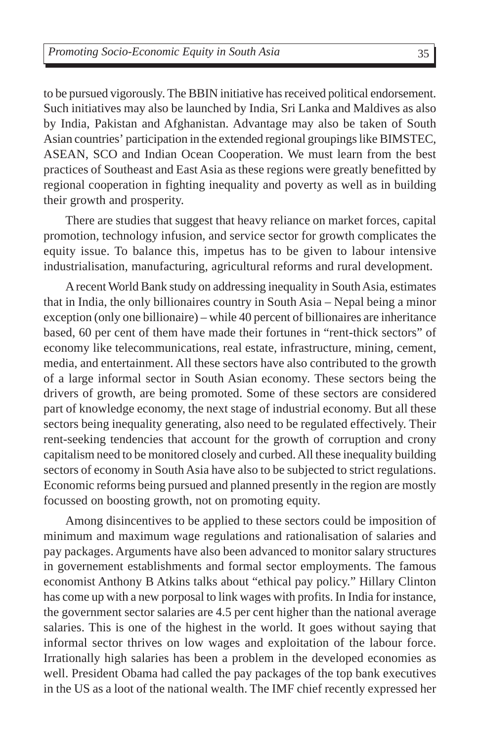to be pursued vigorously. The BBIN initiative has received political endorsement. Such initiatives may also be launched by India, Sri Lanka and Maldives as also by India, Pakistan and Afghanistan. Advantage may also be taken of South Asian countries' participation in the extended regional groupings like BIMSTEC, ASEAN, SCO and Indian Ocean Cooperation. We must learn from the best practices of Southeast and East Asia as these regions were greatly benefitted by regional cooperation in fighting inequality and poverty as well as in building their growth and prosperity.

There are studies that suggest that heavy reliance on market forces, capital promotion, technology infusion, and service sector for growth complicates the equity issue. To balance this, impetus has to be given to labour intensive industrialisation, manufacturing, agricultural reforms and rural development.

A recent World Bank study on addressing inequality in South Asia, estimates that in India, the only billionaires country in South Asia – Nepal being a minor exception (only one billionaire) – while 40 percent of billionaires are inheritance based, 60 per cent of them have made their fortunes in "rent-thick sectors" of economy like telecommunications, real estate, infrastructure, mining, cement, media, and entertainment. All these sectors have also contributed to the growth of a large informal sector in South Asian economy. These sectors being the drivers of growth, are being promoted. Some of these sectors are considered part of knowledge economy, the next stage of industrial economy. But all these sectors being inequality generating, also need to be regulated effectively. Their rent-seeking tendencies that account for the growth of corruption and crony capitalism need to be monitored closely and curbed. All these inequality building sectors of economy in South Asia have also to be subjected to strict regulations. Economic reforms being pursued and planned presently in the region are mostly focussed on boosting growth, not on promoting equity.

Among disincentives to be applied to these sectors could be imposition of minimum and maximum wage regulations and rationalisation of salaries and pay packages. Arguments have also been advanced to monitor salary structures in governement establishments and formal sector employments. The famous economist Anthony B Atkins talks about "ethical pay policy." Hillary Clinton has come up with a new porposal to link wages with profits. In India for instance, the government sector salaries are 4.5 per cent higher than the national average salaries. This is one of the highest in the world. It goes without saying that informal sector thrives on low wages and exploitation of the labour force. Irrationally high salaries has been a problem in the developed economies as well. President Obama had called the pay packages of the top bank executives in the US as a loot of the national wealth. The IMF chief recently expressed her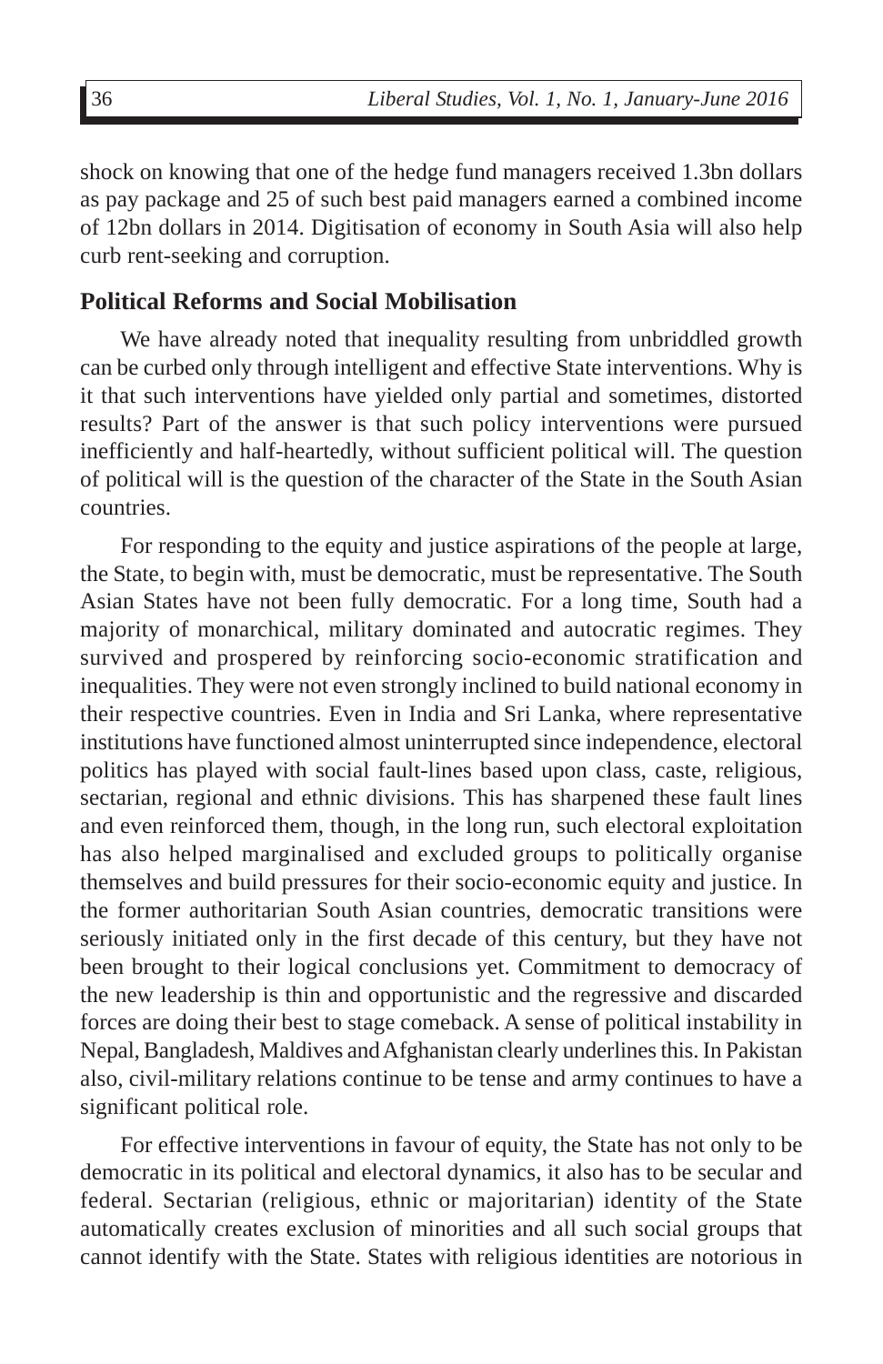shock on knowing that one of the hedge fund managers received 1.3bn dollars as pay package and 25 of such best paid managers earned a combined income of 12bn dollars in 2014. Digitisation of economy in South Asia will also help curb rent-seeking and corruption.

## Political Reforms and Social Mobilisation

We have already noted that inequality resulting from unbriddled growth can be curbed only through intelligent and effective State interventions. Why is it that such interventions have yielded only partial and sometimes, distorted results? Part of the answer is that such policy interventions were pursued inefficiently and half-heartedly, without sufficient political will. The question of political will is the question of the character of the State in the South Asian countries.

For responding to the equity and justice aspirations of the people at large, the State, to begin with, must be democratic, must be representative. The South Asian States have not been fully democratic. For a long time, South had a majority of monarchical, military dominated and autocratic regimes. They survived and prospered by reinforcing socio-economic stratification and inequalities. They were not even strongly inclined to build national economy in their respective countries. Even in India and Sri Lanka, where representative institutions have functioned almost uninterrupted since independence, electoral politics has played with social fault-lines based upon class, caste, religious, sectarian, regional and ethnic divisions. This has sharpened these fault lines and even reinforced them, though, in the long run, such electoral exploitation has also helped marginalised and excluded groups to politically organise themselves and build pressures for their socio-economic equity and justice. In the former authoritarian South Asian countries, democratic transitions were seriously initiated only in the first decade of this century, but they have not been brought to their logical conclusions yet. Commitment to democracy of the new leadership is thin and opportunistic and the regressive and discarded forces are doing their best to stage comeback. A sense of political instability in Nepal, Bangladesh, Maldives and Afghanistan clearly underlines this. In Pakistan also, civil-military relations continue to be tense and army continues to have a significant political role.

For effective interventions in favour of equity, the State has not only to be democratic in its political and electoral dynamics, it also has to be secular and federal. Sectarian (religious, ethnic or majoritarian) identity of the State automatically creates exclusion of minorities and all such social groups that cannot identify with the State. States with religious identities are notorious in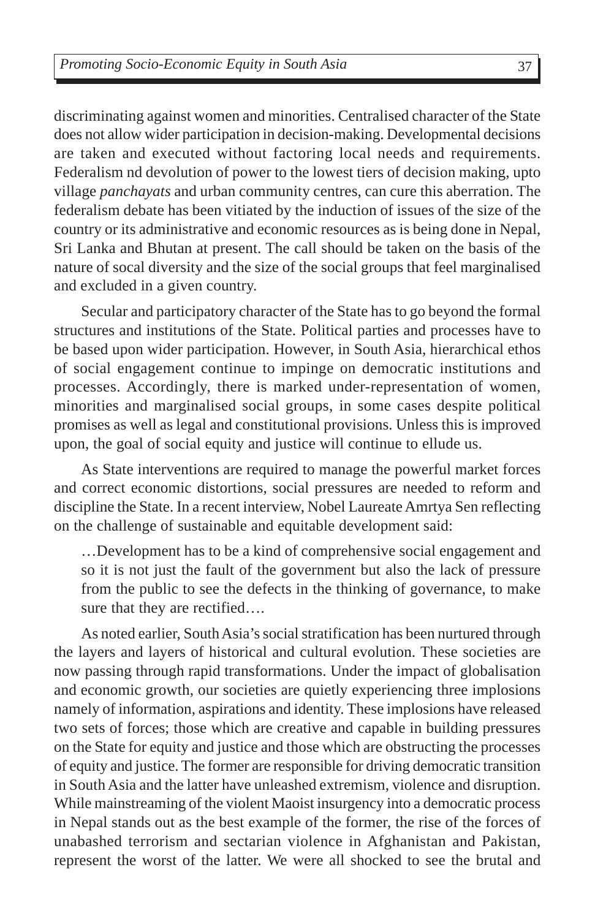discriminating against women and minorities. Centralised character of the State does not allow wider participation in decision-making. Developmental decisions are taken and executed without factoring local needs and requirements. Federalism nd devolution of power to the lowest tiers of decision making, upto village *panchayats* and urban community centres, can cure this aberration. The federalism debate has been vitiated by the induction of issues of the size of the country or its administrative and economic resources as is being done in Nepal, Sri Lanka and Bhutan at present. The call should be taken on the basis of the nature of socal diversity and the size of the social groups that feel marginalised and excluded in a given country.

Secular and participatory character of the State has to go beyond the formal structures and institutions of the State. Political parties and processes have to be based upon wider participation. However, in South Asia, hierarchical ethos of social engagement continue to impinge on democratic institutions and processes. Accordingly, there is marked under-representation of women, minorities and marginalised social groups, in some cases despite political promises as well as legal and constitutional provisions. Unless this is improved upon, the goal of social equity and justice will continue to ellude us.

As State interventions are required to manage the powerful market forces and correct economic distortions, social pressures are needed to reform and discipline the State. In a recent interview, Nobel Laureate Amrtya Sen reflecting on the challenge of sustainable and equitable development said:

> …Development has to be a kind of comprehensive social engagement and so it is not just the fault of the government but also the lack of pressure from the public to see the defects in the thinking of governance, to make sure that they are rectified….

As noted earlier, South Asia's social stratification has been nurtured through the layers and layers of historical and cultural evolution. These societies are now passing through rapid transformations. Under the impact of globalisation and economic growth, our societies are quietly experiencing three implosions namely of information, aspirations and identity. These implosions have released two sets of forces; those which are creative and capable in building pressures on the State for equity and justice and those which are obstructing the processes of equity and justice. The former are responsible for driving democratic transition in South Asia and the latter have unleashed extremism, violence and disruption. While mainstreaming of the violent Maoist insurgency into a democratic process in Nepal stands out as the best example of the former, the rise of the forces of unabashed terrorism and sectarian violence in Afghanistan and Pakistan, represent the worst of the latter. We were all shocked to see the brutal and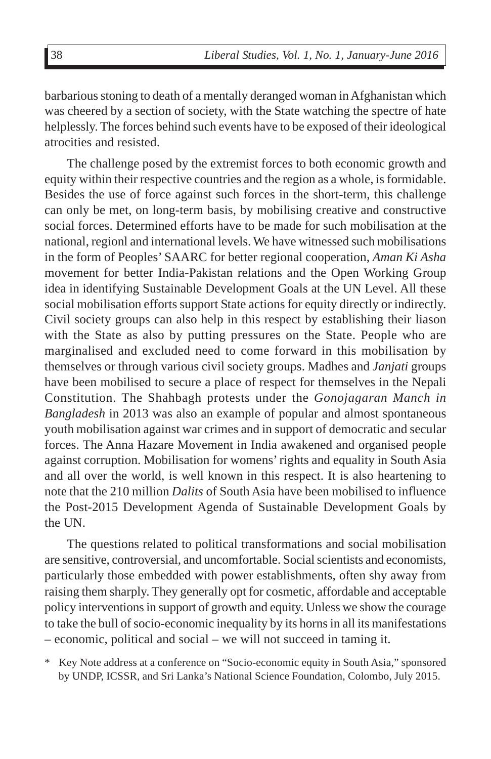barbarious stoning to death of a mentally deranged woman in Afghanistan which was cheered by a section of society, with the State watching the spectre of hate helplessly. The forces behind such events have to be exposed of their ideological atrocities and resisted.

The challenge posed by the extremist forces to both economic growth and equity within their respective countries and the region as a whole, is formidable. Besides the use of force against such forces in the short-term, this challenge can only be met, on long-term basis, by mobilising creative and constructive social forces. Determined efforts have to be made for such mobilisation at the national, regionl and international levels. We have witnessed such mobilisations in the form of Peoples' SAARC for better regional cooperation, *Aman Ki Asha* movement for better India-Pakistan relations and the Open Working Group idea in identifying Sustainable Development Goals at the UN Level. All these social mobilisation efforts support State actions for equity directly or indirectly. Civil society groups can also help in this respect by establishing their liason with the State as also by putting pressures on the State. People who are marginalised and excluded need to come forward in this mobilisation by themselves or through various civil society groups. Madhes and *Janjati* groups have been mobilised to secure a place of respect for themselves in the Nepali Constitution. The Shahbagh protests under the *Gonojagaran Manch in Bangladesh* in 2013 was also an example of popular and almost spontaneous youth mobilisation against war crimes and in support of democratic and secular forces. The Anna Hazare Movement in India awakened and organised people against corruption. Mobilisation for womens' rights and equality in South Asia and all over the world, is well known in this respect. It is also heartening to note that the 210 million *Dalits* of South Asia have been mobilised to influence the Post-2015 Development Agenda of Sustainable Development Goals by the UN.

The questions related to political transformations and social mobilisation are sensitive, controversial, and uncomfortable. Social scientists and economists, particularly those embedded with power establishments, often shy away from raising them sharply. They generally opt for cosmetic, affordable and acceptable policy interventions in support of growth and equity. Unless we show the courage to take the bull of socio-economic inequality by its horns in all its manifestations – economic, political and social – we will not succeed in taming it.

\* Key Note address at a conference on "Socio-economic equity in South Asia," sponsored by UNDP, ICSSR, and Sri Lanka's National Science Foundation, Colombo, July 2015.